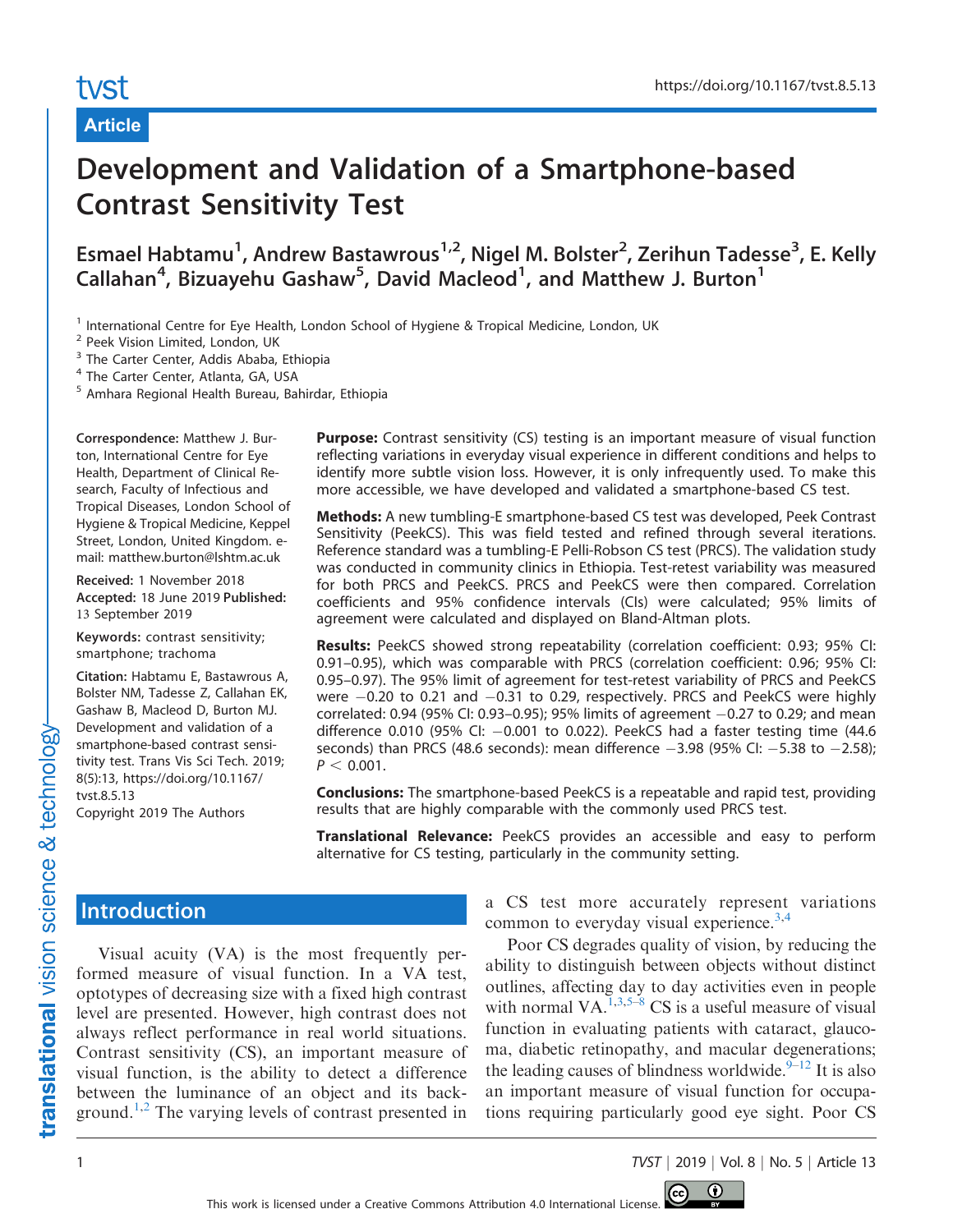Article

# Development and Validation of a Smartphone-based Contrast Sensitivity Test

Esmael Habtamu[1], Andrew Bastawrous[1,2], Nigel M. Bolster[2], Zerihun Tadesse[3], E. Kelly Callahan[4], Bizuayehu Gashaw[5], David Macleod[1], and Matthew J. Burton[1]

[1] International Centre for Eye Health, London School of Hygiene & Tropical Medicine, London, UK
[2] Peek Vision Limited, London, UK
[3] The Carter Center, Addis Ababa, Ethiopia
[4] The Carter Center, Atlanta, GA, USA
[5] Amhara Regional Health Bureau, Bahirdar, Ethiopia

**Correspondence:** Matthew J. Burton, International Centre for Eye Health, Department of Clinical Research, Faculty of Infectious and Tropical Diseases, London School of Hygiene & Tropical Medicine, Keppel Street, London, United Kingdom. e-mail: matthew.burton@lshtm.ac.uk

**Received:** 1 November 2018
**Accepted:** 18 June 2019 **Published:** 13 September 2019

**Keywords:** contrast sensitivity; smartphone; trachoma

**Citation:** Habtamu E, Bastawrous A, Bolster NM, Tadesse Z, Callahan EK, Gashaw B, Macleod D, Burton MJ. Development and validation of a smartphone-based contrast sensitivity test. Trans Vis Sci Tech. 2019; 8(5):13, https://doi.org/10.1167/tvst.8.5.13

Copyright 2019 The Authors

**Purpose:** Contrast sensitivity (CS) testing is an important measure of visual function reflecting variations in everyday visual experience in different conditions and helps to identify more subtle vision loss. However, it is only infrequently used. To make this more accessible, we have developed and validated a smartphone-based CS test.

**Methods:** A new tumbling-E smartphone-based CS test was developed, Peek Contrast Sensitivity (PeekCS). This was field tested and refined through several iterations. Reference standard was a tumbling-E Pelli-Robson CS test (PRCS). The validation study was conducted in community clinics in Ethiopia. Test-retest variability was measured for both PRCS and PeekCS. PRCS and PeekCS were then compared. Correlation coefficients and 95% confidence intervals (CIs) were calculated; 95% limits of agreement were calculated and displayed on Bland-Altman plots.

**Results:** PeekCS showed strong repeatability (correlation coefficient: 0.93; 95% CI: 0.91–0.95), which was comparable with PRCS (correlation coefficient: 0.96; 95% CI: 0.95–0.97). The 95% limit of agreement for test-retest variability of PRCS and PeekCS were −0.20 to 0.21 and −0.31 to 0.29, respectively. PRCS and PeekCS were highly correlated: 0.94 (95% CI: 0.93–0.95); 95% limits of agreement −0.27 to 0.29; and mean difference 0.010 (95% CI: −0.001 to 0.022). PeekCS had a faster testing time (44.6 seconds) than PRCS (48.6 seconds): mean difference −3.98 (95% CI: −5.38 to −2.58); $P < 0.001$.

**Conclusions:** The smartphone-based PeekCS is a repeatable and rapid test, providing results that are highly comparable with the commonly used PRCS test.

**Translational Relevance:** PeekCS provides an accessible and easy to perform alternative for CS testing, particularly in the community setting.

## Introduction

Visual acuity (VA) is the most frequently performed measure of visual function. In a VA test, optotypes of decreasing size with a fixed high contrast level are presented. However, high contrast does not always reflect performance in real world situations. Contrast sensitivity (CS), an important measure of visual function, is the ability to detect a difference between the luminance of an object and its background.[1,2] The varying levels of contrast presented in a CS test more accurately represent variations common to everyday visual experience.[3,4]

Poor CS degrades quality of vision, by reducing the ability to distinguish between objects without distinct outlines, affecting day to day activities even in people with normal VA.[1,3,5–8] CS is a useful measure of visual function in evaluating patients with cataract, glaucoma, diabetic retinopathy, and macular degenerations; the leading causes of blindness worldwide.[9–12] It is also an important measure of visual function for occupations requiring particularly good eye sight. Poor CS

This work is licensed under a Creative Commons Attribution 4.0 International License.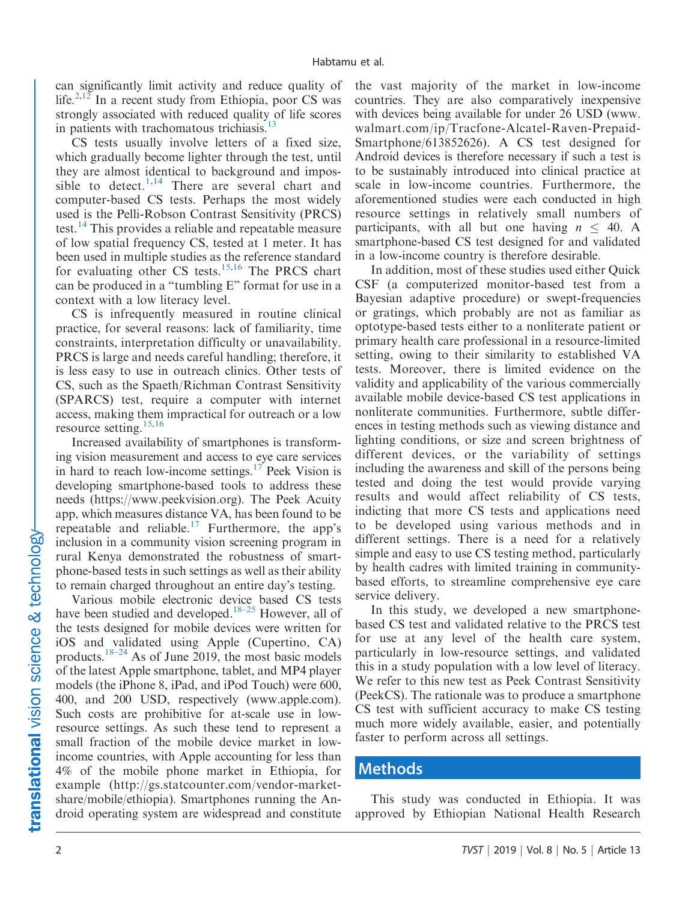can significantly limit activity and reduce quality of life.[2,12] In a recent study from Ethiopia, poor CS was strongly associated with reduced quality of life scores in patients with trachomatous trichiasis.[13]

CS tests usually involve letters of a fixed size, which gradually become lighter through the test, until they are almost identical to background and impossible to detect.[1,14] There are several chart and computer-based CS tests. Perhaps the most widely used is the Pelli-Robson Contrast Sensitivity (PRCS) test.[14] This provides a reliable and repeatable measure of low spatial frequency CS, tested at 1 meter. It has been used in multiple studies as the reference standard for evaluating other CS tests.[15,16] The PRCS chart can be produced in a "tumbling E" format for use in a context with a low literacy level.

CS is infrequently measured in routine clinical practice, for several reasons: lack of familiarity, time constraints, interpretation difficulty or unavailability. PRCS is large and needs careful handling; therefore, it is less easy to use in outreach clinics. Other tests of CS, such as the Spaeth/Richman Contrast Sensitivity (SPARCS) test, require a computer with internet access, making them impractical for outreach or a low resource setting.[15,16]

Increased availability of smartphones is transforming vision measurement and access to eye care services in hard to reach low-income settings.[17] Peek Vision is developing smartphone-based tools to address these needs (https://www.peekvision.org). The Peek Acuity app, which measures distance VA, has been found to be repeatable and reliable.[17] Furthermore, the app's inclusion in a community vision screening program in rural Kenya demonstrated the robustness of smartphone-based tests in such settings as well as their ability to remain charged throughout an entire day's testing.

Various mobile electronic device based CS tests have been studied and developed.[18–25] However, all of the tests designed for mobile devices were written for iOS and validated using Apple (Cupertino, CA) products.[18–24] As of June 2019, the most basic models of the latest Apple smartphone, tablet, and MP4 player models (the iPhone 8, iPad, and iPod Touch) were 600, 400, and 200 USD, respectively (www.apple.com). Such costs are prohibitive for at-scale use in low-resource settings. As such these tend to represent a small fraction of the mobile device market in low-income countries, with Apple accounting for less than 4% of the mobile phone market in Ethiopia, for example (http://gs.statcounter.com/vendor-market-share/mobile/ethiopia). Smartphones running the Android operating system are widespread and constitute the vast majority of the market in low-income countries. They are also comparatively inexpensive with devices being available for under 26 USD (www.walmart.com/ip/Tracfone-Alcatel-Raven-Prepaid-Smartphone/613852626). A CS test designed for Android devices is therefore necessary if such a test is to be sustainably introduced into clinical practice at scale in low-income countries. Furthermore, the aforementioned studies were each conducted in high resource settings in relatively small numbers of participants, with all but one having $n \leq 40$. A smartphone-based CS test designed for and validated in a low-income country is therefore desirable.

In addition, most of these studies used either Quick CSF (a computerized monitor-based test from a Bayesian adaptive procedure) or swept-frequencies or gratings, which probably are not as familiar as optotype-based tests either to a nonliterate patient or primary health care professional in a resource-limited setting, owing to their similarity to established VA tests. Moreover, there is limited evidence on the validity and applicability of the various commercially available mobile device-based CS test applications in nonliterate communities. Furthermore, subtle differences in testing methods such as viewing distance and lighting conditions, or size and screen brightness of different devices, or the variability of settings including the awareness and skill of the persons being tested and doing the test would provide varying results and would affect reliability of CS tests, indicting that more CS tests and applications need to be developed using various methods and in different settings. There is a need for a relatively simple and easy to use CS testing method, particularly by health cadres with limited training in community-based efforts, to streamline comprehensive eye care service delivery.

In this study, we developed a new smartphone-based CS test and validated relative to the PRCS test for use at any level of the health care system, particularly in low-resource settings, and validated this in a study population with a low level of literacy. We refer to this new test as Peek Contrast Sensitivity (PeekCS). The rationale was to produce a smartphone CS test with sufficient accuracy to make CS testing much more widely available, easier, and potentially faster to perform across all settings.

## Methods

This study was conducted in Ethiopia. It was approved by Ethiopian National Health Research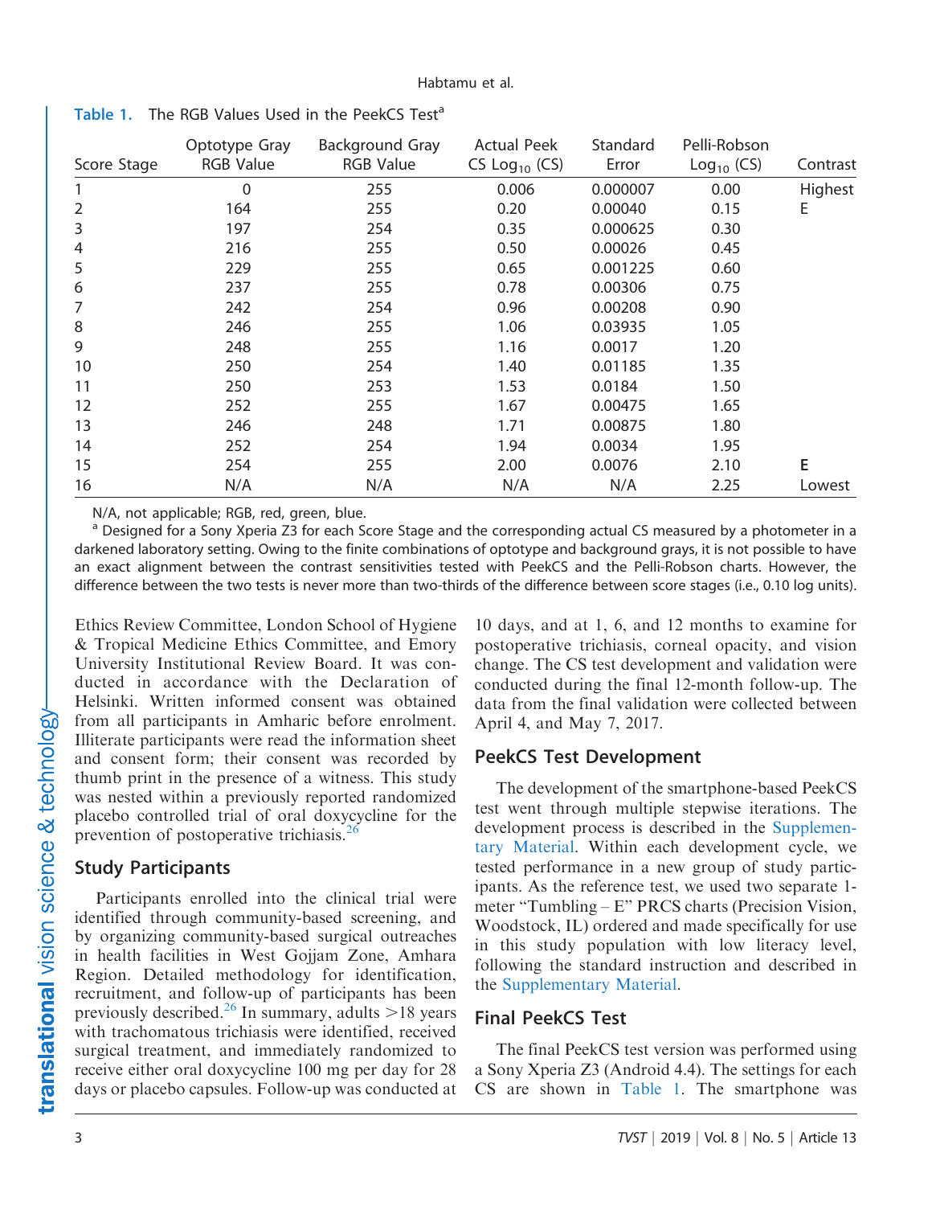**Table 1.** The RGB Values Used in the PeekCS Test[a]

| Score Stage | Optotype Gray RGB Value | Background Gray RGB Value | Actual Peek CS $Log_{10}$ (CS) | Standard Error | Pelli-Robson $Log_{10}$ (CS) | Contrast |
|---|---|---|---|---|---|---|
| 1 | 0 | 255 | 0.006 | 0.000007 | 0.00 | Highest |
| 2 | 164 | 255 | 0.20 | 0.00040 | 0.15 | E |
| 3 | 197 | 254 | 0.35 | 0.000625 | 0.30 | |
| 4 | 216 | 255 | 0.50 | 0.00026 | 0.45 | |
| 5 | 229 | 255 | 0.65 | 0.001225 | 0.60 | |
| 6 | 237 | 255 | 0.78 | 0.00306 | 0.75 | |
| 7 | 242 | 254 | 0.96 | 0.00208 | 0.90 | |
| 8 | 246 | 255 | 1.06 | 0.03935 | 1.05 | |
| 9 | 248 | 255 | 1.16 | 0.0017 | 1.20 | |
| 10 | 250 | 254 | 1.40 | 0.01185 | 1.35 | |
| 11 | 250 | 253 | 1.53 | 0.0184 | 1.50 | |
| 12 | 252 | 255 | 1.67 | 0.00475 | 1.65 | |
| 13 | 246 | 248 | 1.71 | 0.00875 | 1.80 | |
| 14 | 252 | 254 | 1.94 | 0.0034 | 1.95 | |
| 15 | 254 | 255 | 2.00 | 0.0076 | 2.10 | E |
| 16 | N/A | N/A | N/A | N/A | 2.25 | Lowest |

N/A, not applicable; RGB, red, green, blue.

[a] Designed for a Sony Xperia Z3 for each Score Stage and the corresponding actual CS measured by a photometer in a darkened laboratory setting. Owing to the finite combinations of optotype and background grays, it is not possible to have an exact alignment between the contrast sensitivities tested with PeekCS and the Pelli-Robson charts. However, the difference between the two tests is never more than two-thirds of the difference between score stages (i.e., 0.10 log units).

Ethics Review Committee, London School of Hygiene & Tropical Medicine Ethics Committee, and Emory University Institutional Review Board. It was conducted in accordance with the Declaration of Helsinki. Written informed consent was obtained from all participants in Amharic before enrolment. Illiterate participants were read the information sheet and consent form; their consent was recorded by thumb print in the presence of a witness. This study was nested within a previously reported randomized placebo controlled trial of oral doxycycline for the prevention of postoperative trichiasis.[26]

## Study Participants

Participants enrolled into the clinical trial were identified through community-based screening, and by organizing community-based surgical outreaches in health facilities in West Gojjam Zone, Amhara Region. Detailed methodology for identification, recruitment, and follow-up of participants has been previously described.[26] In summary, adults >18 years with trachomatous trichiasis were identified, received surgical treatment, and immediately randomized to receive either oral doxycycline 100 mg per day for 28 days or placebo capsules. Follow-up was conducted at 10 days, and at 1, 6, and 12 months to examine for postoperative trichiasis, corneal opacity, and vision change. The CS test development and validation were conducted during the final 12-month follow-up. The data from the final validation were collected between April 4, and May 7, 2017.

## PeekCS Test Development

The development of the smartphone-based PeekCS test went through multiple stepwise iterations. The development process is described in the Supplementary Material. Within each development cycle, we tested performance in a new group of study participants. As the reference test, we used two separate 1-meter "Tumbling – E" PRCS charts (Precision Vision, Woodstock, IL) ordered and made specifically for use in this study population with low literacy level, following the standard instruction and described in the Supplementary Material.

## Final PeekCS Test

The final PeekCS test version was performed using a Sony Xperia Z3 (Android 4.4). The settings for each CS are shown in Table 1. The smartphone was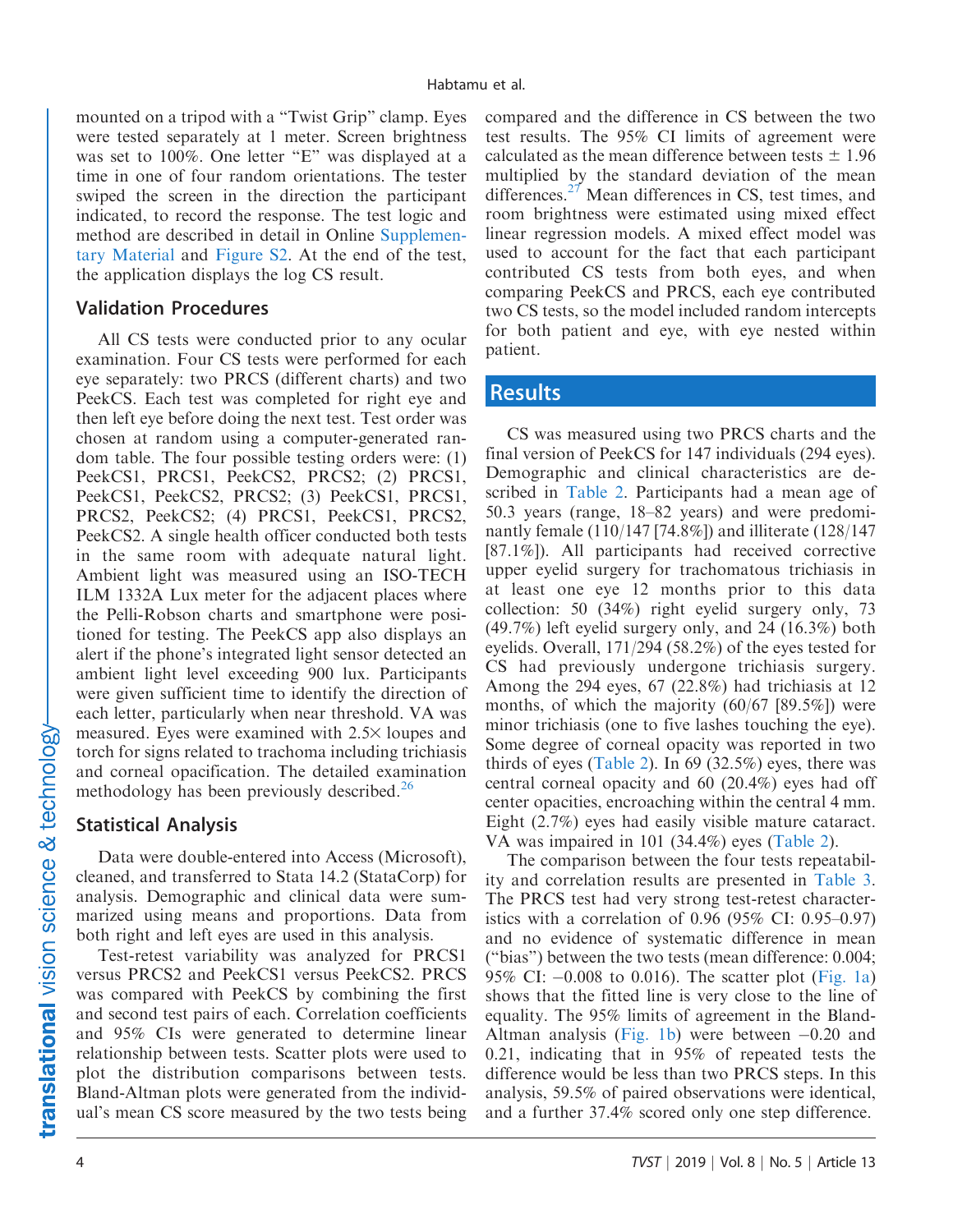mounted on a tripod with a "Twist Grip" clamp. Eyes were tested separately at 1 meter. Screen brightness was set to 100%. One letter "E" was displayed at a time in one of four random orientations. The tester swiped the screen in the direction the participant indicated, to record the response. The test logic and method are described in detail in Online Supplementary Material and Figure S2. At the end of the test, the application displays the log CS result.

## Validation Procedures

All CS tests were conducted prior to any ocular examination. Four CS tests were performed for each eye separately: two PRCS (different charts) and two PeekCS. Each test was completed for right eye and then left eye before doing the next test. Test order was chosen at random using a computer-generated random table. The four possible testing orders were: (1) PeekCS1, PRCS1, PeekCS2, PRCS2; (2) PRCS1, PeekCS1, PeekCS2, PRCS2; (3) PeekCS1, PRCS1, PRCS2, PeekCS2; (4) PRCS1, PeekCS1, PRCS2, PeekCS2. A single health officer conducted both tests in the same room with adequate natural light. Ambient light was measured using an ISO-TECH ILM 1332A Lux meter for the adjacent places where the Pelli-Robson charts and smartphone were positioned for testing. The PeekCS app also displays an alert if the phone's integrated light sensor detected an ambient light level exceeding 900 lux. Participants were given sufficient time to identify the direction of each letter, particularly when near threshold. VA was measured. Eyes were examined with 2.5× loupes and torch for signs related to trachoma including trichiasis and corneal opacification. The detailed examination methodology has been previously described.[26]

## Statistical Analysis

Data were double-entered into Access (Microsoft), cleaned, and transferred to Stata 14.2 (StataCorp) for analysis. Demographic and clinical data were summarized using means and proportions. Data from both right and left eyes are used in this analysis.

Test-retest variability was analyzed for PRCS1 versus PRCS2 and PeekCS1 versus PeekCS2. PRCS was compared with PeekCS by combining the first and second test pairs of each. Correlation coefficients and 95% CIs were generated to determine linear relationship between tests. Scatter plots were used to plot the distribution comparisons between tests. Bland-Altman plots were generated from the individual's mean CS score measured by the two tests being compared and the difference in CS between the two test results. The 95% CI limits of agreement were calculated as the mean difference between tests ± 1.96 multiplied by the standard deviation of the mean differences.[27] Mean differences in CS, test times, and room brightness were estimated using mixed effect linear regression models. A mixed effect model was used to account for the fact that each participant contributed CS tests from both eyes, and when comparing PeekCS and PRCS, each eye contributed two CS tests, so the model included random intercepts for both patient and eye, with eye nested within patient.

# Results

CS was measured using two PRCS charts and the final version of PeekCS for 147 individuals (294 eyes). Demographic and clinical characteristics are described in Table 2. Participants had a mean age of 50.3 years (range, 18–82 years) and were predominantly female (110/147 [74.8%]) and illiterate (128/147 [87.1%]). All participants had received corrective upper eyelid surgery for trachomatous trichiasis in at least one eye 12 months prior to this data collection: 50 (34%) right eyelid surgery only, 73 (49.7%) left eyelid surgery only, and 24 (16.3%) both eyelids. Overall, 171/294 (58.2%) of the eyes tested for CS had previously undergone trichiasis surgery. Among the 294 eyes, 67 (22.8%) had trichiasis at 12 months, of which the majority (60/67 [89.5%]) were minor trichiasis (one to five lashes touching the eye). Some degree of corneal opacity was reported in two thirds of eyes (Table 2). In 69 (32.5%) eyes, there was central corneal opacity and 60 (20.4%) eyes had off center opacities, encroaching within the central 4 mm. Eight (2.7%) eyes had easily visible mature cataract. VA was impaired in 101 (34.4%) eyes (Table 2).

The comparison between the four tests repeatability and correlation results are presented in Table 3. The PRCS test had very strong test-retest characteristics with a correlation of 0.96 (95% CI: 0.95–0.97) and no evidence of systematic difference in mean ("bias") between the two tests (mean difference: 0.004; 95% CI: −0.008 to 0.016). The scatter plot (Fig. 1a) shows that the fitted line is very close to the line of equality. The 95% limits of agreement in the Bland-Altman analysis (Fig. 1b) were between −0.20 and 0.21, indicating that in 95% of repeated tests the difference would be less than two PRCS steps. In this analysis, 59.5% of paired observations were identical, and a further 37.4% scored only one step difference.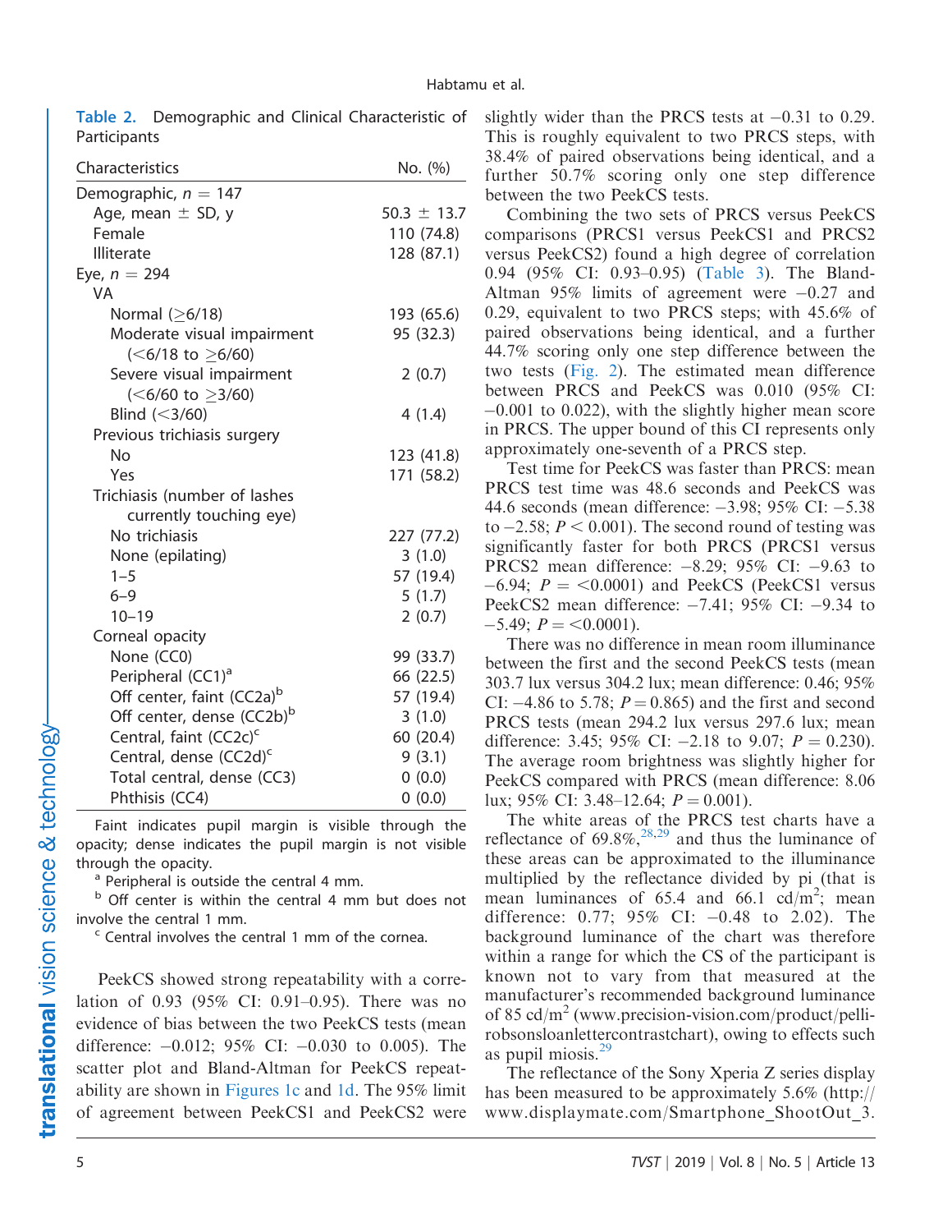**Table 2.** Demographic and Clinical Characteristic of Participants

| Characteristics | No. (%) |
|---|---|
| Demographic, $n = 147$ | |
| Age, mean ± SD, y | 50.3 ± 13.7 |
| Female | 110 (74.8) |
| Illiterate | 128 (87.1) |
| Eye, $n = 294$ | |
| VA | |
| Normal (≥6/18) | 193 (65.6) |
| Moderate visual impairment (<6/18 to ≥6/60) | 95 (32.3) |
| Severe visual impairment (<6/60 to ≥3/60) | 2 (0.7) |
| Blind (<3/60) | 4 (1.4) |
| Previous trichiasis surgery | |
| No | 123 (41.8) |
| Yes | 171 (58.2) |
| Trichiasis (number of lashes currently touching eye) | |
| No trichiasis | 227 (77.2) |
| None (epilating) | 3 (1.0) |
| 1–5 | 57 (19.4) |
| 6–9 | 5 (1.7) |
| 10–19 | 2 (0.7) |
| Corneal opacity | |
| None (CC0) | 99 (33.7) |
| Peripheral (CC1)[a] | 66 (22.5) |
| Off center, faint (CC2a)[b] | 57 (19.4) |
| Off center, dense (CC2b)[b] | 3 (1.0) |
| Central, faint (CC2c)[c] | 60 (20.4) |
| Central, dense (CC2d)[c] | 9 (3.1) |
| Total central, dense (CC3) | 0 (0.0) |
| Phthisis (CC4) | 0 (0.0) |

Faint indicates pupil margin is visible through the opacity; dense indicates the pupil margin is not visible through the opacity.

[a] Peripheral is outside the central 4 mm.

[b] Off center is within the central 4 mm but does not involve the central 1 mm.

[c] Central involves the central 1 mm of the cornea.

PeekCS showed strong repeatability with a correlation of 0.93 (95% CI: 0.91–0.95). There was no evidence of bias between the two PeekCS tests (mean difference: −0.012; 95% CI: −0.030 to 0.005). The scatter plot and Bland-Altman for PeekCS repeatability are shown in Figures 1c and 1d. The 95% limit of agreement between PeekCS1 and PeekCS2 were slightly wider than the PRCS tests at −0.31 to 0.29. This is roughly equivalent to two PRCS steps, with 38.4% of paired observations being identical, and a further 50.7% scoring only one step difference between the two PeekCS tests.

Combining the two sets of PRCS versus PeekCS comparisons (PRCS1 versus PeekCS1 and PRCS2 versus PeekCS2) found a high degree of correlation 0.94 (95% CI: 0.93–0.95) (Table 3). The Bland-Altman 95% limits of agreement were −0.27 and 0.29, equivalent to two PRCS steps; with 45.6% of paired observations being identical, and a further 44.7% scoring only one step difference between the two tests (Fig. 2). The estimated mean difference between PRCS and PeekCS was 0.010 (95% CI: −0.001 to 0.022), with the slightly higher mean score in PRCS. The upper bound of this CI represents only approximately one-seventh of a PRCS step.

Test time for PeekCS was faster than PRCS: mean PRCS test time was 48.6 seconds and PeekCS was 44.6 seconds (mean difference: −3.98; 95% CI: −5.38 to −2.58; $P < 0.001$). The second round of testing was significantly faster for both PRCS (PRCS1 versus PRCS2 mean difference: −8.29; 95% CI: −9.63 to −6.94; $P = <0.0001$) and PeekCS (PeekCS1 versus PeekCS2 mean difference: −7.41; 95% CI: −9.34 to −5.49; $P = <0.0001$).

There was no difference in mean room illuminance between the first and the second PeekCS tests (mean 303.7 lux versus 304.2 lux; mean difference: 0.46; 95% CI: −4.86 to 5.78; $P = 0.865$) and the first and second PRCS tests (mean 294.2 lux versus 297.6 lux; mean difference: 3.45; 95% CI: −2.18 to 9.07; $P = 0.230$). The average room brightness was slightly higher for PeekCS compared with PRCS (mean difference: 8.06 lux; 95% CI: 3.48–12.64; $P = 0.001$).

The white areas of the PRCS test charts have a reflectance of 69.8%,[28,29] and thus the luminance of these areas can be approximated to the illuminance multiplied by the reflectance divided by pi (that is mean luminances of 65.4 and 66.1 cd/m$^2$; mean difference: 0.77; 95% CI: −0.48 to 2.02). The background luminance of the chart was therefore within a range for which the CS of the participant is known not to vary from that measured at the manufacturer's recommended background luminance of 85 cd/m$^2$ (www.precision-vision.com/product/pelli-robsonsloanlettercontrastchart), owing to effects such as pupil miosis.[29]

The reflectance of the Sony Xperia Z series display has been measured to be approximately 5.6% (http://www.displaymate.com/Smartphone_ShootOut_3.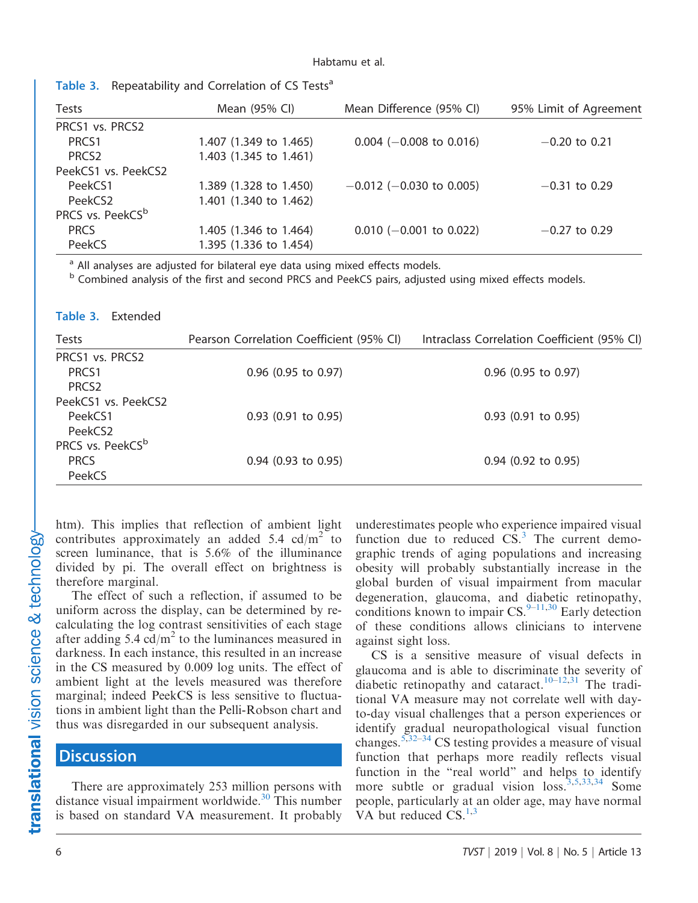**Table 3.** Repeatability and Correlation of CS Tests[a]

| Tests | Mean (95% CI) | Mean Difference (95% CI) | 95% Limit of Agreement | Pearson Correlation Coefficient (95% CI) | Intraclass Correlation Coefficient (95% CI) |
|---|---|---|---|---|---|
| PRCS1 vs. PRCS2 | | | | | |
| PRCS1 | 1.407 (1.349 to 1.465) | 0.004 (−0.008 to 0.016) | −0.20 to 0.21 | 0.96 (0.95 to 0.97) | 0.96 (0.95 to 0.97) |
| PRCS2 | 1.403 (1.345 to 1.461) | | | | |
| PeekCS1 vs. PeekCS2 | | | | | |
| PeekCS1 | 1.389 (1.328 to 1.450) | −0.012 (−0.030 to 0.005) | −0.31 to 0.29 | 0.93 (0.91 to 0.95) | 0.93 (0.91 to 0.95) |
| PeekCS2 | 1.401 (1.340 to 1.462) | | | | |
| PRCS vs. PeekCS[b] | | | | | |
| PRCS | 1.405 (1.346 to 1.464) | 0.010 (−0.001 to 0.022) | −0.27 to 0.29 | 0.94 (0.93 to 0.95) | 0.94 (0.92 to 0.95) |
| PeekCS | 1.395 (1.336 to 1.454) | | | | |

[a] All analyses are adjusted for bilateral eye data using mixed effects models.
[b] Combined analysis of the first and second PRCS and PeekCS pairs, adjusted using mixed effects models.

htm). This implies that reflection of ambient light contributes approximately an added 5.4 cd/m$^2$ to screen luminance, that is 5.6% of the illuminance divided by pi. The overall effect on brightness is therefore marginal.

The effect of such a reflection, if assumed to be uniform across the display, can be determined by re-calculating the log contrast sensitivities of each stage after adding 5.4 cd/m$^2$ to the luminances measured in darkness. In each instance, this resulted in an increase in the CS measured by 0.009 log units. The effect of ambient light at the levels measured was therefore marginal; indeed PeekCS is less sensitive to fluctuations in ambient light than the Pelli-Robson chart and thus was disregarded in our subsequent analysis.

## Discussion

There are approximately 253 million persons with distance visual impairment worldwide.[30] This number is based on standard VA measurement. It probably underestimates people who experience impaired visual function due to reduced CS.[3] The current demographic trends of aging populations and increasing obesity will probably substantially increase in the global burden of visual impairment from macular degeneration, glaucoma, and diabetic retinopathy, conditions known to impair CS.[9–11,30] Early detection of these conditions allows clinicians to intervene against sight loss.

CS is a sensitive measure of visual defects in glaucoma and is able to discriminate the severity of diabetic retinopathy and cataract.[10–12,31] The traditional VA measure may not correlate well with day-to-day visual challenges that a person experiences or identify gradual neuropathological visual function changes.[5,32–34] CS testing provides a measure of visual function that perhaps more readily reflects visual function in the "real world" and helps to identify more subtle or gradual vision loss.[3,5,33,34] Some people, particularly at an older age, may have normal VA but reduced CS.[1,3]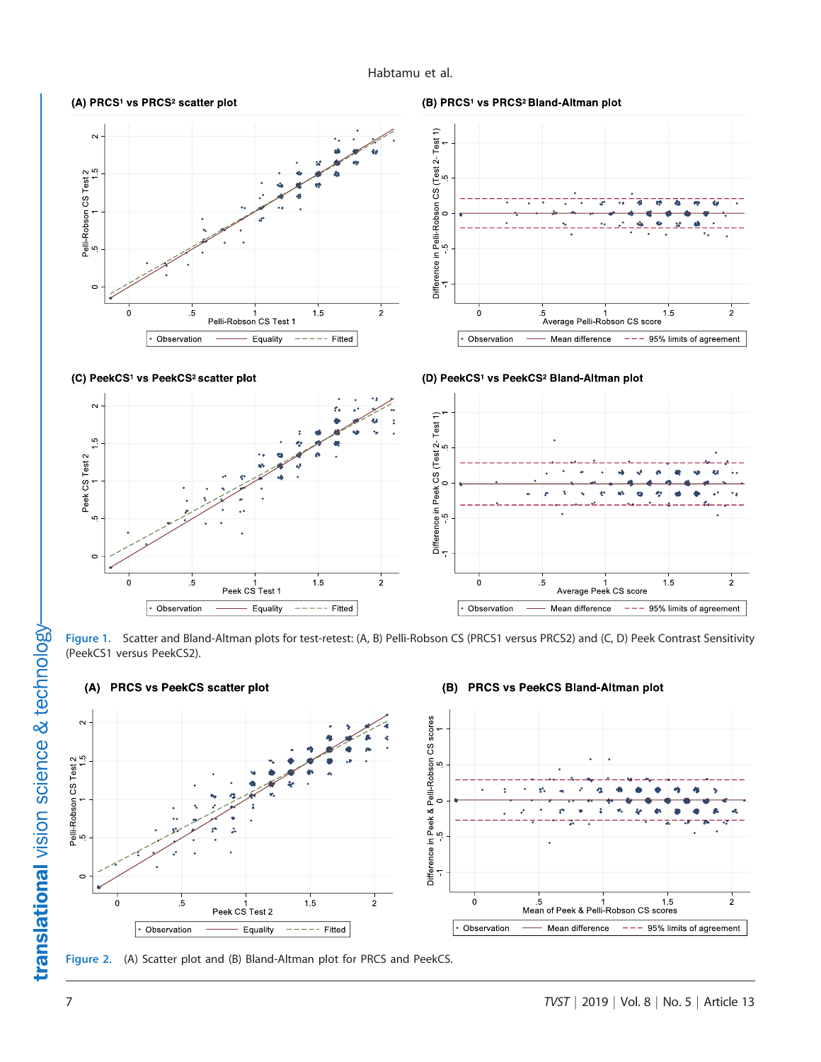Figure 1. Scatter and Bland-Altman plots for test-retest: (A, B) Pelli-Robson CS (PRCS1 versus PRCS2) and (C, D) Peek Contrast Sensitivity (PeekCS1 versus PeekCS2).

Figure 2. (A) Scatter plot and (B) Bland-Altman plot for PRCS and PeekCS.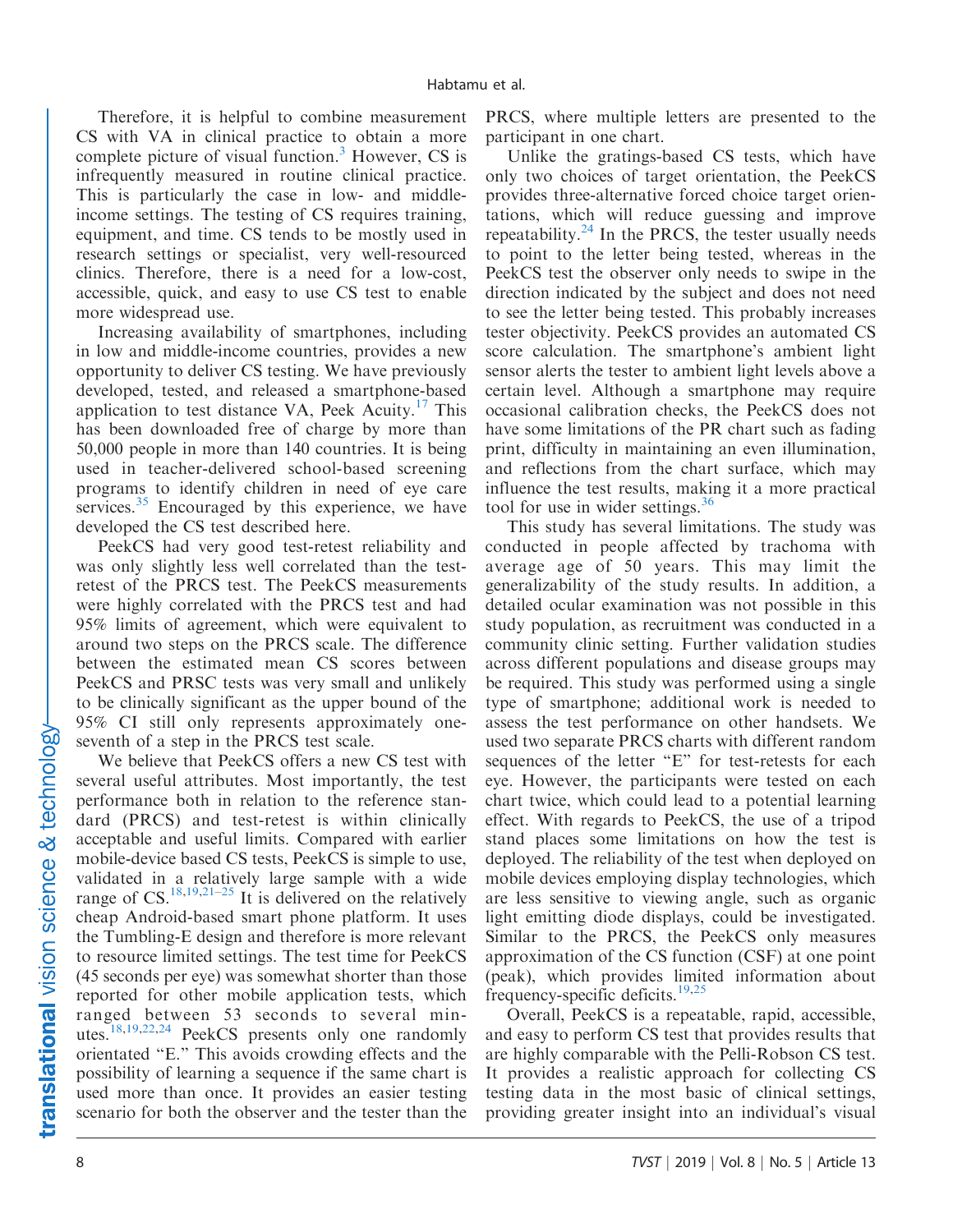Therefore, it is helpful to combine measurement CS with VA in clinical practice to obtain a more complete picture of visual function.[3] However, CS is infrequently measured in routine clinical practice. This is particularly the case in low- and middle-income settings. The testing of CS requires training, equipment, and time. CS tends to be mostly used in research settings or specialist, very well-resourced clinics. Therefore, there is a need for a low-cost, accessible, quick, and easy to use CS test to enable more widespread use.

Increasing availability of smartphones, including in low and middle-income countries, provides a new opportunity to deliver CS testing. We have previously developed, tested, and released a smartphone-based application to test distance VA, Peek Acuity.[17] This has been downloaded free of charge by more than 50,000 people in more than 140 countries. It is being used in teacher-delivered school-based screening programs to identify children in need of eye care services.[35] Encouraged by this experience, we have developed the CS test described here.

PeekCS had very good test-retest reliability and was only slightly less well correlated than the test-retest of the PRCS test. The PeekCS measurements were highly correlated with the PRCS test and had 95% limits of agreement, which were equivalent to around two steps on the PRCS scale. The difference between the estimated mean CS scores between PeekCS and PRSC tests was very small and unlikely to be clinically significant as the upper bound of the 95% CI still only represents approximately one-seventh of a step in the PRCS test scale.

We believe that PeekCS offers a new CS test with several useful attributes. Most importantly, the test performance both in relation to the reference standard (PRCS) and test-retest is within clinically acceptable and useful limits. Compared with earlier mobile-device based CS tests, PeekCS is simple to use, validated in a relatively large sample with a wide range of CS.[18,19,21–25] It is delivered on the relatively cheap Android-based smart phone platform. It uses the Tumbling-E design and therefore is more relevant to resource limited settings. The test time for PeekCS (45 seconds per eye) was somewhat shorter than those reported for other mobile application tests, which ranged between 53 seconds to several minutes.[18,19,22,24] PeekCS presents only one randomly orientated "E." This avoids crowding effects and the possibility of learning a sequence if the same chart is used more than once. It provides an easier testing scenario for both the observer and the tester than the PRCS, where multiple letters are presented to the participant in one chart.

Unlike the gratings-based CS tests, which have only two choices of target orientation, the PeekCS provides three-alternative forced choice target orientations, which will reduce guessing and improve repeatability.[24] In the PRCS, the tester usually needs to point to the letter being tested, whereas in the PeekCS test the observer only needs to swipe in the direction indicated by the subject and does not need to see the letter being tested. This probably increases tester objectivity. PeekCS provides an automated CS score calculation. The smartphone's ambient light sensor alerts the tester to ambient light levels above a certain level. Although a smartphone may require occasional calibration checks, the PeekCS does not have some limitations of the PR chart such as fading print, difficulty in maintaining an even illumination, and reflections from the chart surface, which may influence the test results, making it a more practical tool for use in wider settings.[36]

This study has several limitations. The study was conducted in people affected by trachoma with average age of 50 years. This may limit the generalizability of the study results. In addition, a detailed ocular examination was not possible in this study population, as recruitment was conducted in a community clinic setting. Further validation studies across different populations and disease groups may be required. This study was performed using a single type of smartphone; additional work is needed to assess the test performance on other handsets. We used two separate PRCS charts with different random sequences of the letter "E" for test-retests for each eye. However, the participants were tested on each chart twice, which could lead to a potential learning effect. With regards to PeekCS, the use of a tripod stand places some limitations on how the test is deployed. The reliability of the test when deployed on mobile devices employing display technologies, which are less sensitive to viewing angle, such as organic light emitting diode displays, could be investigated. Similar to the PRCS, the PeekCS only measures approximation of the CS function (CSF) at one point (peak), which provides limited information about frequency-specific deficits.[19,25]

Overall, PeekCS is a repeatable, rapid, accessible, and easy to perform CS test that provides results that are highly comparable with the Pelli-Robson CS test. It provides a realistic approach for collecting CS testing data in the most basic of clinical settings, providing greater insight into an individual's visual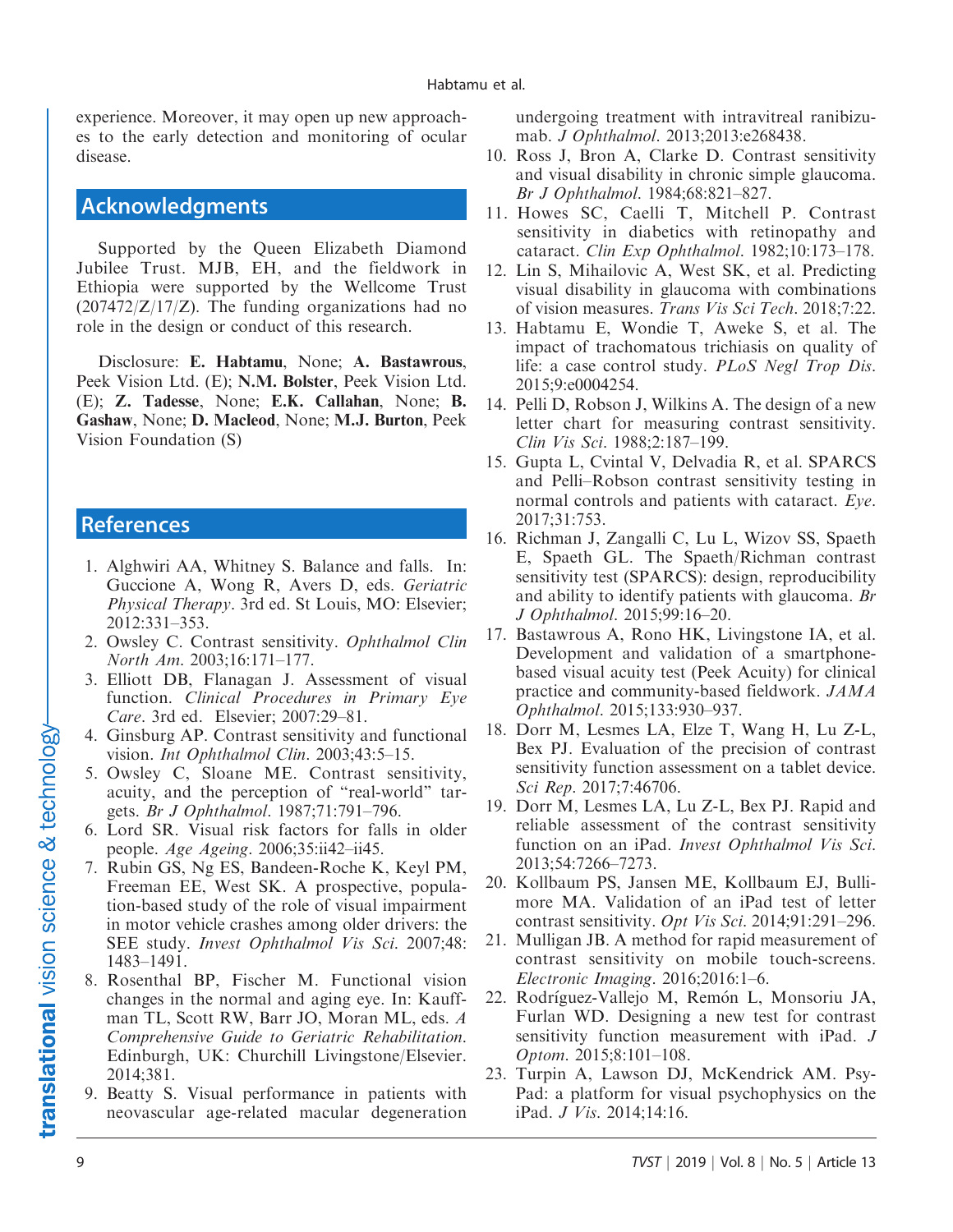experience. Moreover, it may open up new approaches to the early detection and monitoring of ocular disease.

## Acknowledgments

Supported by the Queen Elizabeth Diamond Jubilee Trust. MJB, EH, and the fieldwork in Ethiopia were supported by the Wellcome Trust (207472/Z/17/Z). The funding organizations had no role in the design or conduct of this research.

Disclosure: **E. Habtamu**, None; **A. Bastawrous**, Peek Vision Ltd. (E); **N.M. Bolster**, Peek Vision Ltd. (E); **Z. Tadesse**, None; **E.K. Callahan**, None; **B. Gashaw**, None; **D. Macleod**, None; **M.J. Burton**, Peek Vision Foundation (S)

## References

1. Alghwiri AA, Whitney S. Balance and falls. In: Guccione A, Wong R, Avers D, eds. *Geriatric Physical Therapy*. 3rd ed. St Louis, MO: Elsevier; 2012:331–353.
2. Owsley C. Contrast sensitivity. *Ophthalmol Clin North Am*. 2003;16:171–177.
3. Elliott DB, Flanagan J. Assessment of visual function. *Clinical Procedures in Primary Eye Care*. 3rd ed. Elsevier; 2007:29–81.
4. Ginsburg AP. Contrast sensitivity and functional vision. *Int Ophthalmol Clin*. 2003;43:5–15.
5. Owsley C, Sloane ME. Contrast sensitivity, acuity, and the perception of "real-world" targets. *Br J Ophthalmol*. 1987;71:791–796.
6. Lord SR. Visual risk factors for falls in older people. *Age Ageing*. 2006;35:ii42–ii45.
7. Rubin GS, Ng ES, Bandeen-Roche K, Keyl PM, Freeman EE, West SK. A prospective, population-based study of the role of visual impairment in motor vehicle crashes among older drivers: the SEE study. *Invest Ophthalmol Vis Sci*. 2007;48:1483–1491.
8. Rosenthal BP, Fischer M. Functional vision changes in the normal and aging eye. In: Kauffman TL, Scott RW, Barr JO, Moran ML, eds. *A Comprehensive Guide to Geriatric Rehabilitation*. Edinburgh, UK: Churchill Livingstone/Elsevier. 2014;381.
9. Beatty S. Visual performance in patients with neovascular age-related macular degeneration undergoing treatment with intravitreal ranibizumab. *J Ophthalmol*. 2013;2013:e268438.
10. Ross J, Bron A, Clarke D. Contrast sensitivity and visual disability in chronic simple glaucoma. *Br J Ophthalmol*. 1984;68:821–827.
11. Howes SC, Caelli T, Mitchell P. Contrast sensitivity in diabetics with retinopathy and cataract. *Clin Exp Ophthalmol*. 1982;10:173–178.
12. Lin S, Mihailovic A, West SK, et al. Predicting visual disability in glaucoma with combinations of vision measures. *Trans Vis Sci Tech*. 2018;7:22.
13. Habtamu E, Wondie T, Aweke S, et al. The impact of trachomatous trichiasis on quality of life: a case control study. *PLoS Negl Trop Dis*. 2015;9:e0004254.
14. Pelli D, Robson J, Wilkins A. The design of a new letter chart for measuring contrast sensitivity. *Clin Vis Sci*. 1988;2:187–199.
15. Gupta L, Cvintal V, Delvadia R, et al. SPARCS and Pelli–Robson contrast sensitivity testing in normal controls and patients with cataract. *Eye*. 2017;31:753.
16. Richman J, Zangalli C, Lu L, Wizov SS, Spaeth E, Spaeth GL. The Spaeth/Richman contrast sensitivity test (SPARCS): design, reproducibility and ability to identify patients with glaucoma. *Br J Ophthalmol*. 2015;99:16–20.
17. Bastawrous A, Rono HK, Livingstone IA, et al. Development and validation of a smartphone-based visual acuity test (Peek Acuity) for clinical practice and community-based fieldwork. *JAMA Ophthalmol*. 2015;133:930–937.
18. Dorr M, Lesmes LA, Elze T, Wang H, Lu Z-L, Bex PJ. Evaluation of the precision of contrast sensitivity function assessment on a tablet device. *Sci Rep*. 2017;7:46706.
19. Dorr M, Lesmes LA, Lu Z-L, Bex PJ. Rapid and reliable assessment of the contrast sensitivity function on an iPad. *Invest Ophthalmol Vis Sci*. 2013;54:7266–7273.
20. Kollbaum PS, Jansen ME, Kollbaum EJ, Bullimore MA. Validation of an iPad test of letter contrast sensitivity. *Opt Vis Sci*. 2014;91:291–296.
21. Mulligan JB. A method for rapid measurement of contrast sensitivity on mobile touch-screens. *Electronic Imaging*. 2016;2016:1–6.
22. Rodríguez-Vallejo M, Remón L, Monsoriu JA, Furlan WD. Designing a new test for contrast sensitivity function measurement with iPad. *J Optom*. 2015;8:101–108.
23. Turpin A, Lawson DJ, McKendrick AM. PsyPad: a platform for visual psychophysics on the iPad. *J Vis*. 2014;14:16.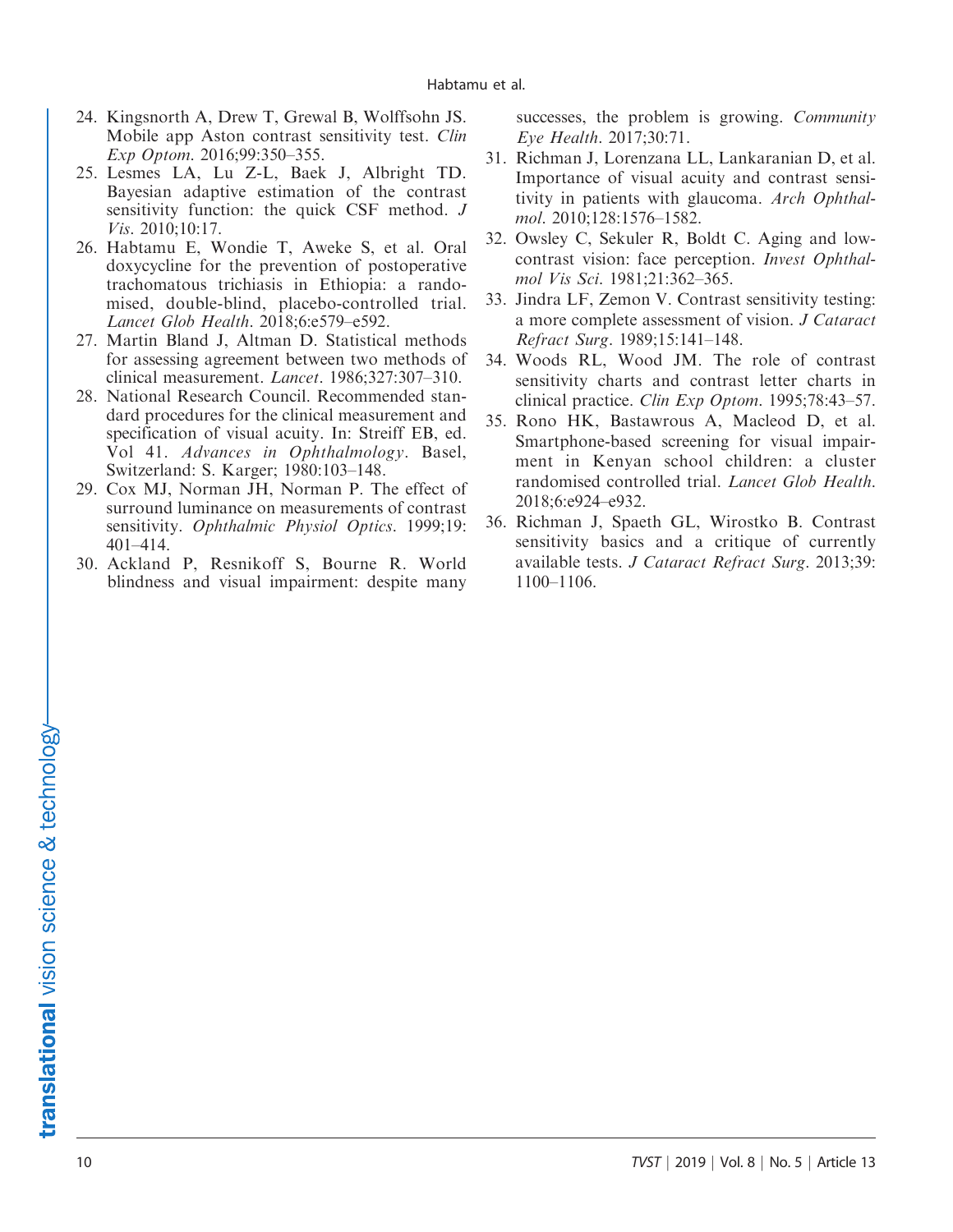24. Kingsnorth A, Drew T, Grewal B, Wolffsohn JS. Mobile app Aston contrast sensitivity test. *Clin Exp Optom*. 2016;99:350–355.
25. Lesmes LA, Lu Z-L, Baek J, Albright TD. Bayesian adaptive estimation of the contrast sensitivity function: the quick CSF method. *J Vis*. 2010;10:17.
26. Habtamu E, Wondie T, Aweke S, et al. Oral doxycycline for the prevention of postoperative trachomatous trichiasis in Ethiopia: a randomised, double-blind, placebo-controlled trial. *Lancet Glob Health*. 2018;6:e579–e592.
27. Martin Bland J, Altman D. Statistical methods for assessing agreement between two methods of clinical measurement. *Lancet*. 1986;327:307–310.
28. National Research Council. Recommended standard procedures for the clinical measurement and specification of visual acuity. In: Streiff EB, ed. Vol 41. *Advances in Ophthalmology*. Basel, Switzerland: S. Karger; 1980:103–148.
29. Cox MJ, Norman JH, Norman P. The effect of surround luminance on measurements of contrast sensitivity. *Ophthalmic Physiol Optics*. 1999;19:401–414.
30. Ackland P, Resnikoff S, Bourne R. World blindness and visual impairment: despite many successes, the problem is growing. *Community Eye Health*. 2017;30:71.
31. Richman J, Lorenzana LL, Lankaranian D, et al. Importance of visual acuity and contrast sensitivity in patients with glaucoma. *Arch Ophthalmol*. 2010;128:1576–1582.
32. Owsley C, Sekuler R, Boldt C. Aging and low-contrast vision: face perception. *Invest Ophthalmol Vis Sci*. 1981;21:362–365.
33. Jindra LF, Zemon V. Contrast sensitivity testing: a more complete assessment of vision. *J Cataract Refract Surg*. 1989;15:141–148.
34. Woods RL, Wood JM. The role of contrast sensitivity charts and contrast letter charts in clinical practice. *Clin Exp Optom*. 1995;78:43–57.
35. Rono HK, Bastawrous A, Macleod D, et al. Smartphone-based screening for visual impairment in Kenyan school children: a cluster randomised controlled trial. *Lancet Glob Health*. 2018;6:e924–e932.
36. Richman J, Spaeth GL, Wirostko B. Contrast sensitivity basics and a critique of currently available tests. *J Cataract Refract Surg*. 2013;39:1100–1106.